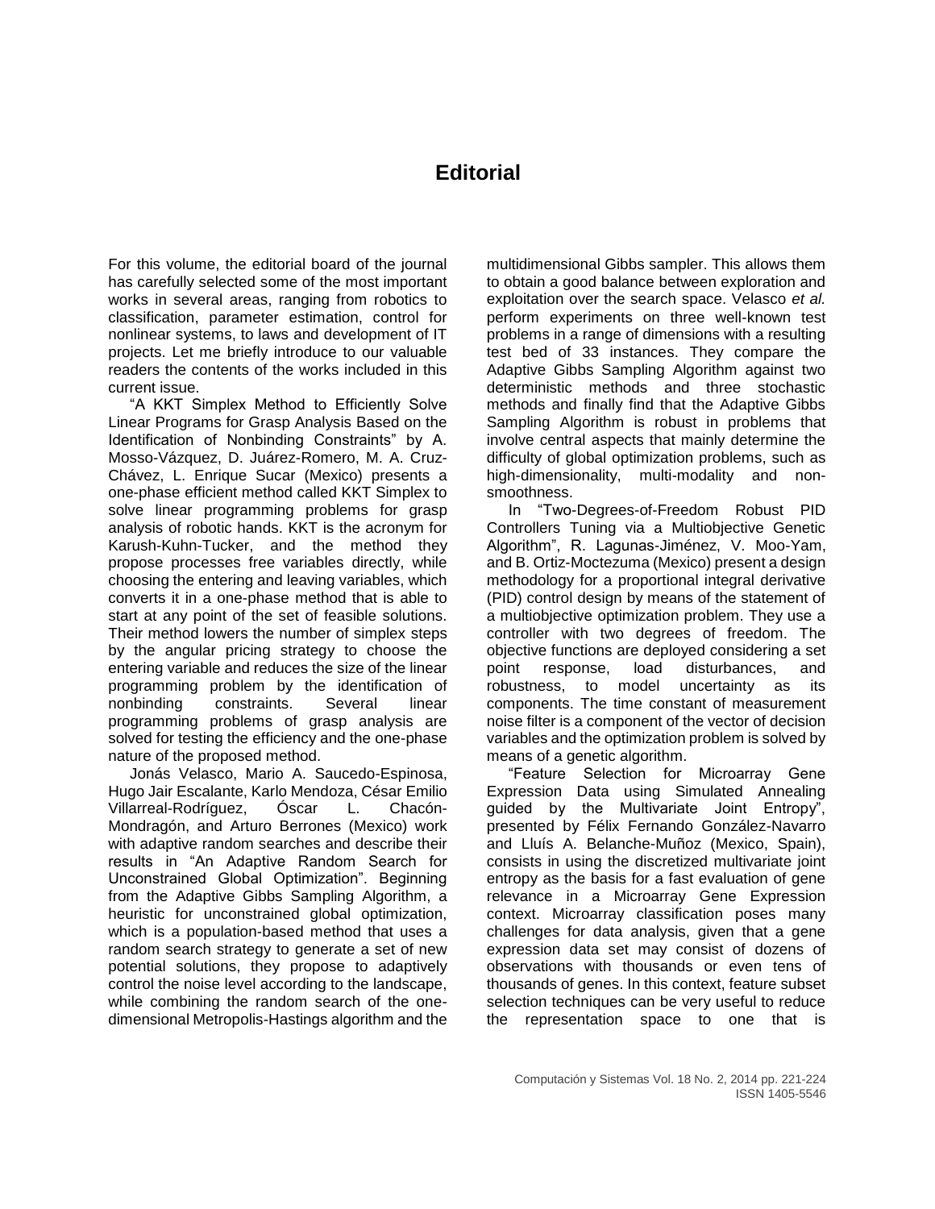# Editorial

For this volume, the editorial board of the journal has carefully selected some of the most important works in several areas, ranging from robotics to classification, parameter estimation, control for nonlinear systems, to laws and development of IT projects. Let me briefly introduce to our valuable readers the contents of the works included in this current issue.

"A KKT Simplex Method to Efficiently Solve Linear Programs for Grasp Analysis Based on the Identification of Nonbinding Constraints" by A. Mosso-Vázquez, D. Juárez-Romero, M. A. Cruz-Chávez, L. Enrique Sucar (Mexico) presents a one-phase efficient method called KKT Simplex to solve linear programming problems for grasp analysis of robotic hands. KKT is the acronym for Karush-Kuhn-Tucker, and the method they propose processes free variables directly, while choosing the entering and leaving variables, which converts it in a one-phase method that is able to start at any point of the set of feasible solutions. Their method lowers the number of simplex steps by the angular pricing strategy to choose the entering variable and reduces the size of the linear programming problem by the identification of nonbinding constraints. Several linear programming problems of grasp analysis are solved for testing the efficiency and the one-phase nature of the proposed method.

Jonás Velasco, Mario A. Saucedo-Espinosa, Hugo Jair Escalante, Karlo Mendoza, César Emilio Villarreal-Rodríguez, Óscar L. Chacón-Mondragón, and Arturo Berrones (Mexico) work with adaptive random searches and describe their results in "An Adaptive Random Search for Unconstrained Global Optimization". Beginning from the Adaptive Gibbs Sampling Algorithm, a heuristic for unconstrained global optimization, which is a population-based method that uses a random search strategy to generate a set of new potential solutions, they propose to adaptively control the noise level according to the landscape, while combining the random search of the one-dimensional Metropolis-Hastings algorithm and the multidimensional Gibbs sampler. This allows them to obtain a good balance between exploration and exploitation over the search space. Velasco *et al.* perform experiments on three well-known test problems in a range of dimensions with a resulting test bed of 33 instances. They compare the Adaptive Gibbs Sampling Algorithm against two deterministic methods and three stochastic methods and finally find that the Adaptive Gibbs Sampling Algorithm is robust in problems that involve central aspects that mainly determine the difficulty of global optimization problems, such as high-dimensionality, multi-modality and non-smoothness.

In "Two-Degrees-of-Freedom Robust PID Controllers Tuning via a Multiobjective Genetic Algorithm", R. Lagunas-Jiménez, V. Moo-Yam, and B. Ortiz-Moctezuma (Mexico) present a design methodology for a proportional integral derivative (PID) control design by means of the statement of a multiobjective optimization problem. They use a controller with two degrees of freedom. The objective functions are deployed considering a set point response, load disturbances, and robustness, to model uncertainty as its components. The time constant of measurement noise filter is a component of the vector of decision variables and the optimization problem is solved by means of a genetic algorithm.

"Feature Selection for Microarray Gene Expression Data using Simulated Annealing guided by the Multivariate Joint Entropy", presented by Félix Fernando González-Navarro and Lluís A. Belanche-Muñoz (Mexico, Spain), consists in using the discretized multivariate joint entropy as the basis for a fast evaluation of gene relevance in a Microarray Gene Expression context. Microarray classification poses many challenges for data analysis, given that a gene expression data set may consist of dozens of observations with thousands or even tens of thousands of genes. In this context, feature subset selection techniques can be very useful to reduce the representation space to one that is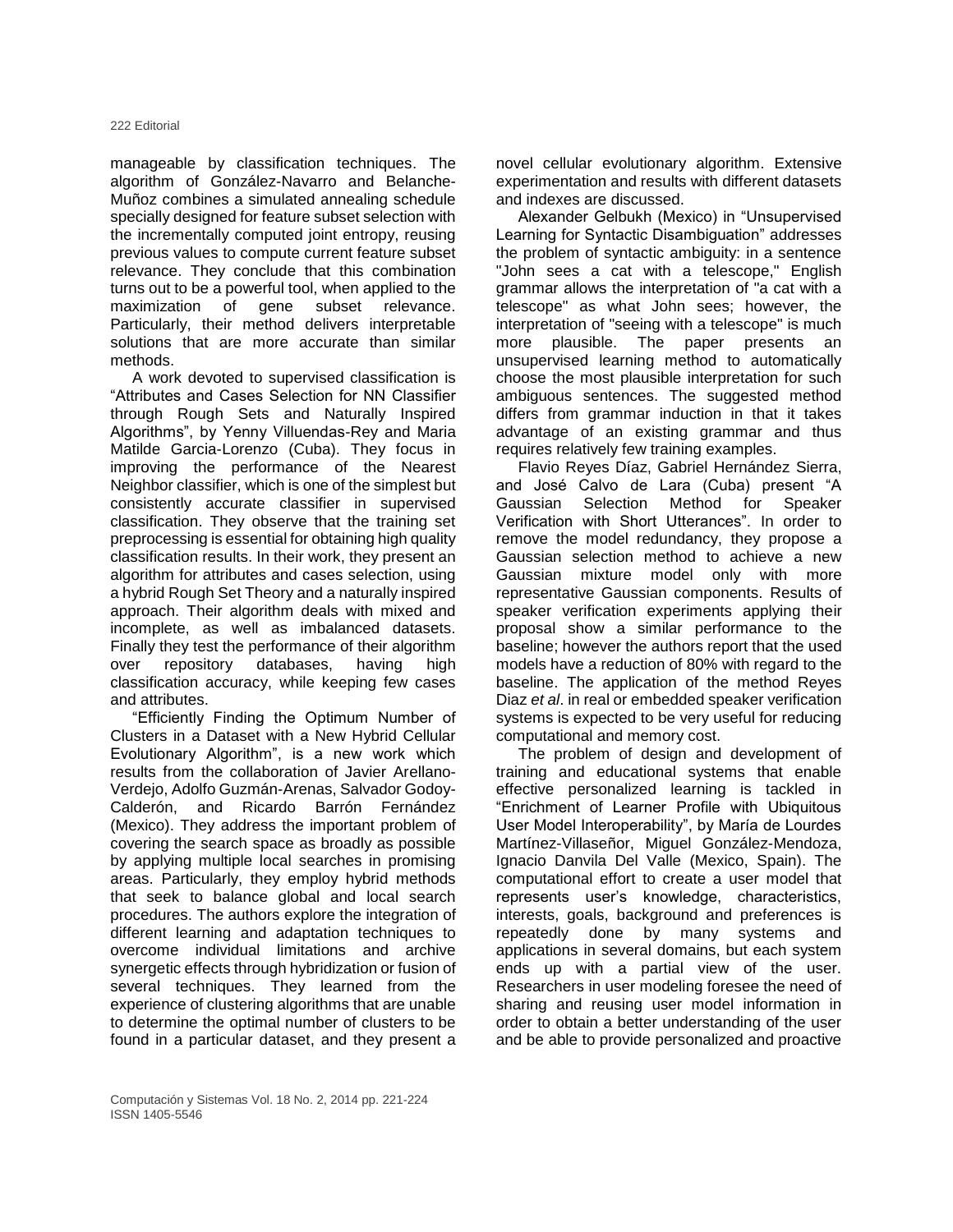manageable by classification techniques. The algorithm of González-Navarro and Belanche-Muñoz combines a simulated annealing schedule specially designed for feature subset selection with the incrementally computed joint entropy, reusing previous values to compute current feature subset relevance. They conclude that this combination turns out to be a powerful tool, when applied to the maximization of gene subset relevance. Particularly, their method delivers interpretable solutions that are more accurate than similar methods.

A work devoted to supervised classification is "Attributes and Cases Selection for NN Classifier through Rough Sets and Naturally Inspired Algorithms", by Yenny Villuendas-Rey and Maria Matilde Garcia-Lorenzo (Cuba). They focus in improving the performance of the Nearest Neighbor classifier, which is one of the simplest but consistently accurate classifier in supervised classification. They observe that the training set preprocessing is essential for obtaining high quality classification results. In their work, they present an algorithm for attributes and cases selection, using a hybrid Rough Set Theory and a naturally inspired approach. Their algorithm deals with mixed and incomplete, as well as imbalanced datasets. Finally they test the performance of their algorithm over repository databases, having high classification accuracy, while keeping few cases and attributes.

"Efficiently Finding the Optimum Number of Clusters in a Dataset with a New Hybrid Cellular Evolutionary Algorithm", is a new work which results from the collaboration of Javier Arellano-Verdejo, Adolfo Guzmán-Arenas, Salvador Godoy-Calderón, and Ricardo Barrón Fernández (Mexico). They address the important problem of covering the search space as broadly as possible by applying multiple local searches in promising areas. Particularly, they employ hybrid methods that seek to balance global and local search procedures. The authors explore the integration of different learning and adaptation techniques to overcome individual limitations and archive synergetic effects through hybridization or fusion of several techniques. They learned from the experience of clustering algorithms that are unable to determine the optimal number of clusters to be found in a particular dataset, and they present a novel cellular evolutionary algorithm. Extensive experimentation and results with different datasets and indexes are discussed.

Alexander Gelbukh (Mexico) in "Unsupervised Learning for Syntactic Disambiguation" addresses the problem of syntactic ambiguity: in a sentence "John sees a cat with a telescope," English grammar allows the interpretation of "a cat with a telescope" as what John sees; however, the interpretation of "seeing with a telescope" is much more plausible. The paper presents an unsupervised learning method to automatically choose the most plausible interpretation for such ambiguous sentences. The suggested method differs from grammar induction in that it takes advantage of an existing grammar and thus requires relatively few training examples.

Flavio Reyes Díaz, Gabriel Hernández Sierra, and José Calvo de Lara (Cuba) present "A Gaussian Selection Method for Speaker Verification with Short Utterances". In order to remove the model redundancy, they propose a Gaussian selection method to achieve a new Gaussian mixture model only with more representative Gaussian components. Results of speaker verification experiments applying their proposal show a similar performance to the baseline; however the authors report that the used models have a reduction of 80% with regard to the baseline. The application of the method Reyes Diaz *et al*. in real or embedded speaker verification systems is expected to be very useful for reducing computational and memory cost.

The problem of design and development of training and educational systems that enable effective personalized learning is tackled in "Enrichment of Learner Profile with Ubiquitous User Model Interoperability", by María de Lourdes Martínez-Villaseñor, Miguel González-Mendoza, Ignacio Danvila Del Valle (Mexico, Spain). The computational effort to create a user model that represents user's knowledge, characteristics, interests, goals, background and preferences is repeatedly done by many systems and applications in several domains, but each system ends up with a partial view of the user. Researchers in user modeling foresee the need of sharing and reusing user model information in order to obtain a better understanding of the user and be able to provide personalized and proactive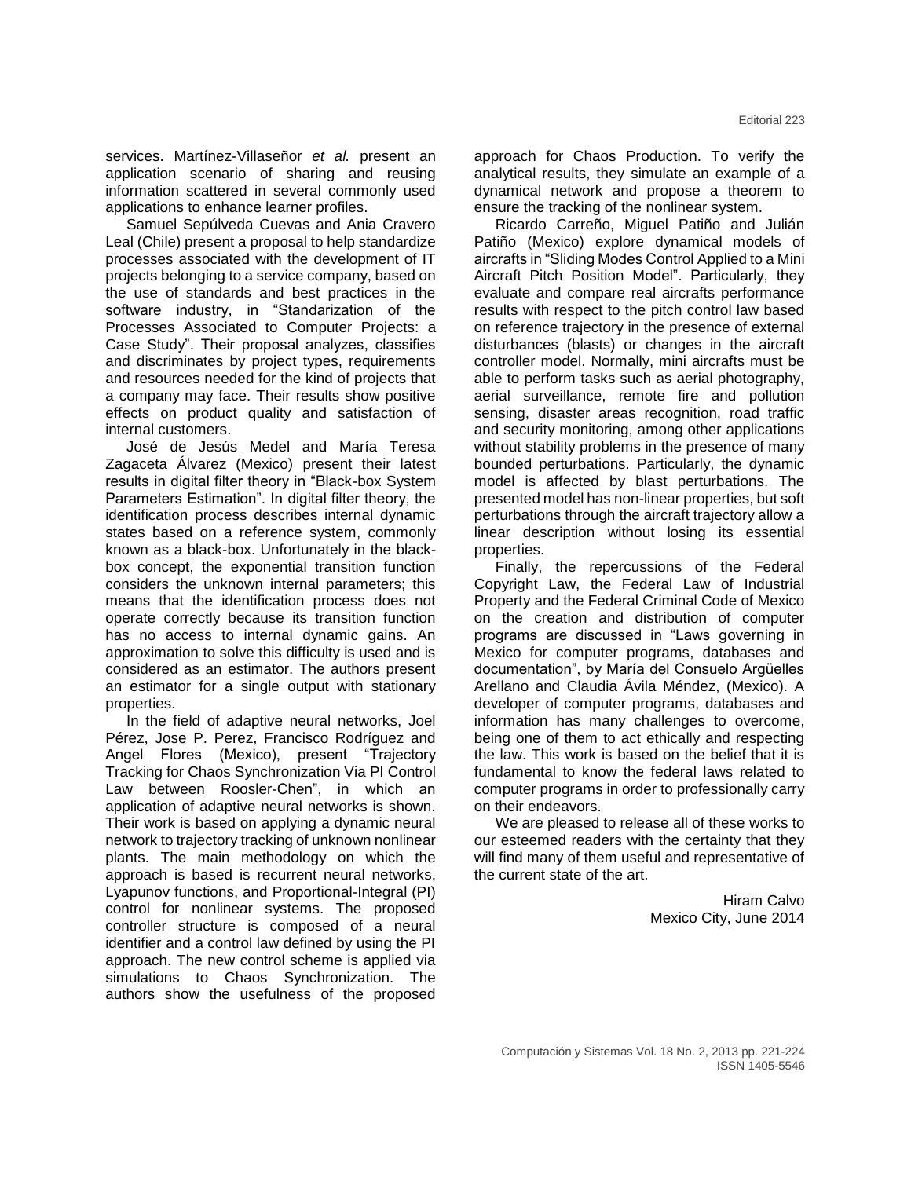services. Martínez-Villaseñor *et al.* present an application scenario of sharing and reusing information scattered in several commonly used applications to enhance learner profiles.

Samuel Sepúlveda Cuevas and Ania Cravero Leal (Chile) present a proposal to help standardize processes associated with the development of IT projects belonging to a service company, based on the use of standards and best practices in the software industry, in "Standarization of the Processes Associated to Computer Projects: a Case Study". Their proposal analyzes, classifies and discriminates by project types, requirements and resources needed for the kind of projects that a company may face. Their results show positive effects on product quality and satisfaction of internal customers.

José de Jesús Medel and María Teresa Zagaceta Álvarez (Mexico) present their latest results in digital filter theory in "Black-box System Parameters Estimation". In digital filter theory, the identification process describes internal dynamic states based on a reference system, commonly known as a black-box. Unfortunately in the black-box concept, the exponential transition function considers the unknown internal parameters; this means that the identification process does not operate correctly because its transition function has no access to internal dynamic gains. An approximation to solve this difficulty is used and is considered as an estimator. The authors present an estimator for a single output with stationary properties.

In the field of adaptive neural networks, Joel Pérez, Jose P. Perez, Francisco Rodríguez and Angel Flores (Mexico), present "Trajectory Tracking for Chaos Synchronization Via PI Control Law between Roosler-Chen", in which an application of adaptive neural networks is shown. Their work is based on applying a dynamic neural network to trajectory tracking of unknown nonlinear plants. The main methodology on which the approach is based is recurrent neural networks, Lyapunov functions, and Proportional-Integral (PI) control for nonlinear systems. The proposed controller structure is composed of a neural identifier and a control law defined by using the PI approach. The new control scheme is applied via simulations to Chaos Synchronization. The authors show the usefulness of the proposed approach for Chaos Production. To verify the analytical results, they simulate an example of a dynamical network and propose a theorem to ensure the tracking of the nonlinear system.

Ricardo Carreño, Miguel Patiño and Julián Patiño (Mexico) explore dynamical models of aircrafts in "Sliding Modes Control Applied to a Mini Aircraft Pitch Position Model". Particularly, they evaluate and compare real aircrafts performance results with respect to the pitch control law based on reference trajectory in the presence of external disturbances (blasts) or changes in the aircraft controller model. Normally, mini aircrafts must be able to perform tasks such as aerial photography, aerial surveillance, remote fire and pollution sensing, disaster areas recognition, road traffic and security monitoring, among other applications without stability problems in the presence of many bounded perturbations. Particularly, the dynamic model is affected by blast perturbations. The presented model has non-linear properties, but soft perturbations through the aircraft trajectory allow a linear description without losing its essential properties.

Finally, the repercussions of the Federal Copyright Law, the Federal Law of Industrial Property and the Federal Criminal Code of Mexico on the creation and distribution of computer programs are discussed in "Laws governing in Mexico for computer programs, databases and documentation", by María del Consuelo Argüelles Arellano and Claudia Ávila Méndez, (Mexico). A developer of computer programs, databases and information has many challenges to overcome, being one of them to act ethically and respecting the law. This work is based on the belief that it is fundamental to know the federal laws related to computer programs in order to professionally carry on their endeavors.

We are pleased to release all of these works to our esteemed readers with the certainty that they will find many of them useful and representative of the current state of the art.

Hiram Calvo
Mexico City, June 2014